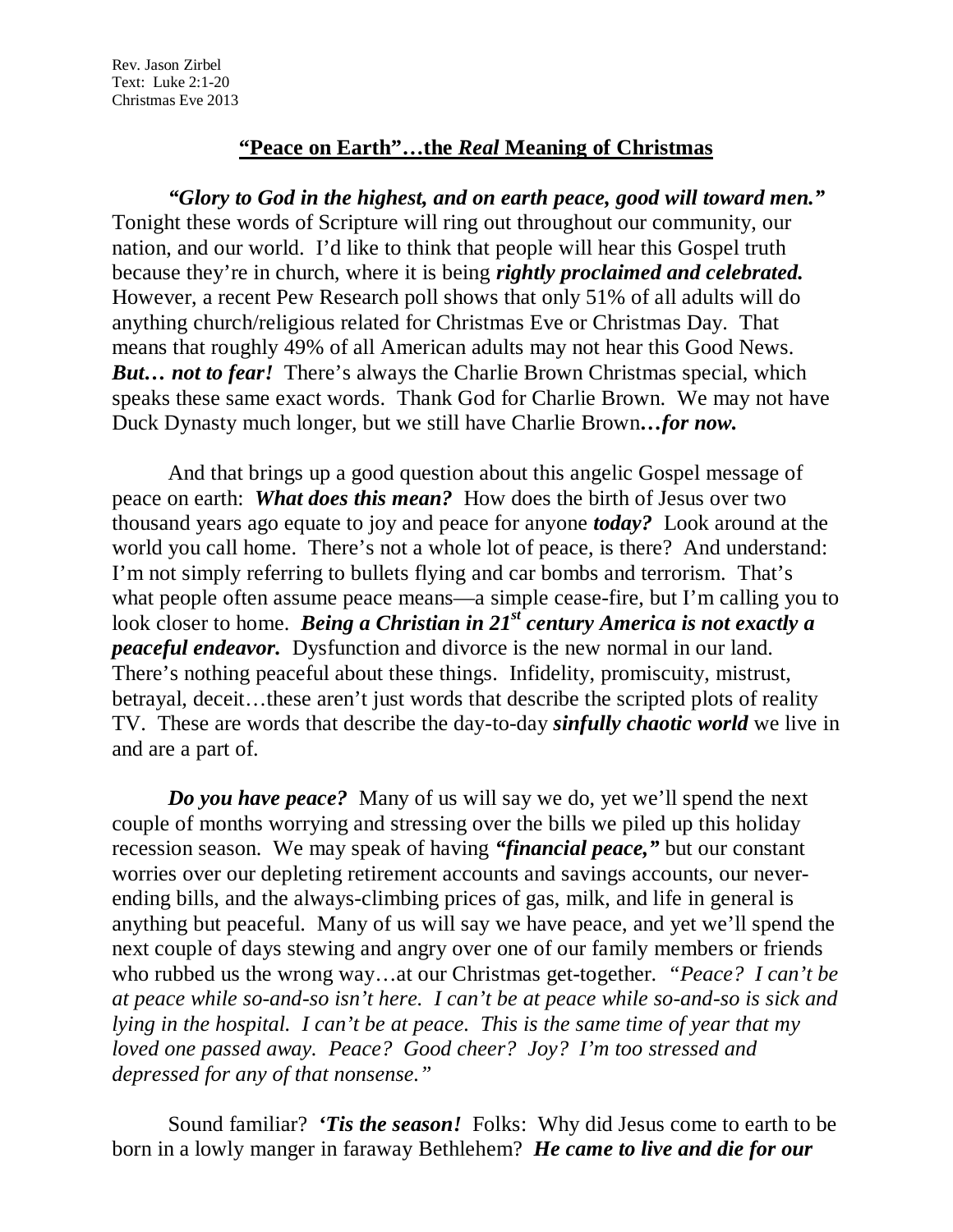Rev. Jason Zirbel
Text: Luke 2:1-20
Christmas Eve 2013

# "Peace on Earth"…the *Real* Meaning of Christmas

***"Glory to God in the highest, and on earth peace, good will toward men."*** Tonight these words of Scripture will ring out throughout our community, our nation, and our world. I'd like to think that people will hear this Gospel truth because they're in church, where it is being ***rightly proclaimed and celebrated.*** However, a recent Pew Research poll shows that only 51% of all adults will do anything church/religious related for Christmas Eve or Christmas Day. That means that roughly 49% of all American adults may not hear this Good News. ***But… not to fear!*** There's always the Charlie Brown Christmas special, which speaks these same exact words. Thank God for Charlie Brown. We may not have Duck Dynasty much longer, but we still have Charlie Brown***…for now.***

And that brings up a good question about this angelic Gospel message of peace on earth: ***What does this mean?*** How does the birth of Jesus over two thousand years ago equate to joy and peace for anyone ***today?*** Look around at the world you call home. There's not a whole lot of peace, is there? And understand: I'm not simply referring to bullets flying and car bombs and terrorism. That's what people often assume peace means—a simple cease-fire, but I'm calling you to look closer to home. ***Being a Christian in 21st century America is not exactly a peaceful endeavor.*** Dysfunction and divorce is the new normal in our land. There's nothing peaceful about these things. Infidelity, promiscuity, mistrust, betrayal, deceit…these aren't just words that describe the scripted plots of reality TV. These are words that describe the day-to-day ***sinfully chaotic world*** we live in and are a part of.

***Do you have peace?*** Many of us will say we do, yet we'll spend the next couple of months worrying and stressing over the bills we piled up this holiday recession season. We may speak of having ***"financial peace,"*** but our constant worries over our depleting retirement accounts and savings accounts, our never-ending bills, and the always-climbing prices of gas, milk, and life in general is anything but peaceful. Many of us will say we have peace, and yet we'll spend the next couple of days stewing and angry over one of our family members or friends who rubbed us the wrong way…at our Christmas get-together. "*Peace? I can't be at peace while so-and-so isn't here. I can't be at peace while so-and-so is sick and lying in the hospital. I can't be at peace. This is the same time of year that my loved one passed away. Peace? Good cheer? Joy? I'm too stressed and depressed for any of that nonsense.*"

Sound familiar? ***'Tis the season!*** Folks: Why did Jesus come to earth to be born in a lowly manger in faraway Bethlehem? ***He came to live and die for our***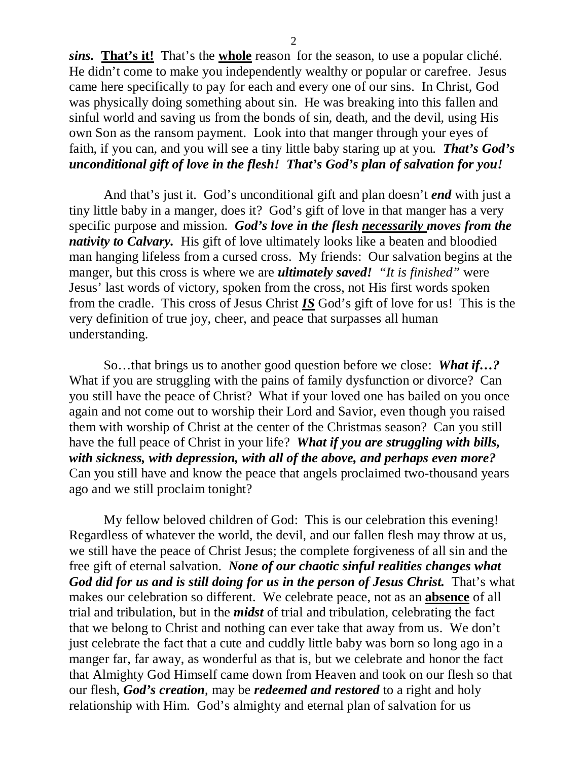***sins.*** **That's it!** That's the **whole** reason for the season, to use a popular cliché. He didn't come to make you independently wealthy or popular or carefree. Jesus came here specifically to pay for each and every one of our sins. In Christ, God was physically doing something about sin. He was breaking into this fallen and sinful world and saving us from the bonds of sin, death, and the devil, using His own Son as the ransom payment. Look into that manger through your eyes of faith, if you can, and you will see a tiny little baby staring up at you. ***That's God's unconditional gift of love in the flesh! That's God's plan of salvation for you!***

And that's just it. God's unconditional gift and plan doesn't ***end*** with just a tiny little baby in a manger, does it? God's gift of love in that manger has a very specific purpose and mission. ***God's love in the flesh <u>necessarily</u> moves from the nativity to Calvary.*** His gift of love ultimately looks like a beaten and bloodied man hanging lifeless from a cursed cross. My friends: Our salvation begins at the manger, but this cross is where we are ***ultimately saved!*** *"It is finished"* were Jesus' last words of victory, spoken from the cross, not His first words spoken from the cradle. This cross of Jesus Christ ***<u>IS</u>*** God's gift of love for us! This is the very definition of true joy, cheer, and peace that surpasses all human understanding.

So…that brings us to another good question before we close: ***What if…?*** What if you are struggling with the pains of family dysfunction or divorce? Can you still have the peace of Christ? What if your loved one has bailed on you once again and not come out to worship their Lord and Savior, even though you raised them with worship of Christ at the center of the Christmas season? Can you still have the full peace of Christ in your life? ***What if you are struggling with bills, with sickness, with depression, with all of the above, and perhaps even more?*** Can you still have and know the peace that angels proclaimed two-thousand years ago and we still proclaim tonight?

My fellow beloved children of God: This is our celebration this evening! Regardless of whatever the world, the devil, and our fallen flesh may throw at us, we still have the peace of Christ Jesus; the complete forgiveness of all sin and the free gift of eternal salvation. ***None of our chaotic sinful realities changes what God did for us and is still doing for us in the person of Jesus Christ.*** That's what makes our celebration so different. We celebrate peace, not as an **<u>absence</u>** of all trial and tribulation, but in the ***midst*** of trial and tribulation, celebrating the fact that we belong to Christ and nothing can ever take that away from us. We don't just celebrate the fact that a cute and cuddly little baby was born so long ago in a manger far, far away, as wonderful as that is, but we celebrate and honor the fact that Almighty God Himself came down from Heaven and took on our flesh so that our flesh, ***God's creation***, may be ***redeemed and restored*** to a right and holy relationship with Him. God's almighty and eternal plan of salvation for us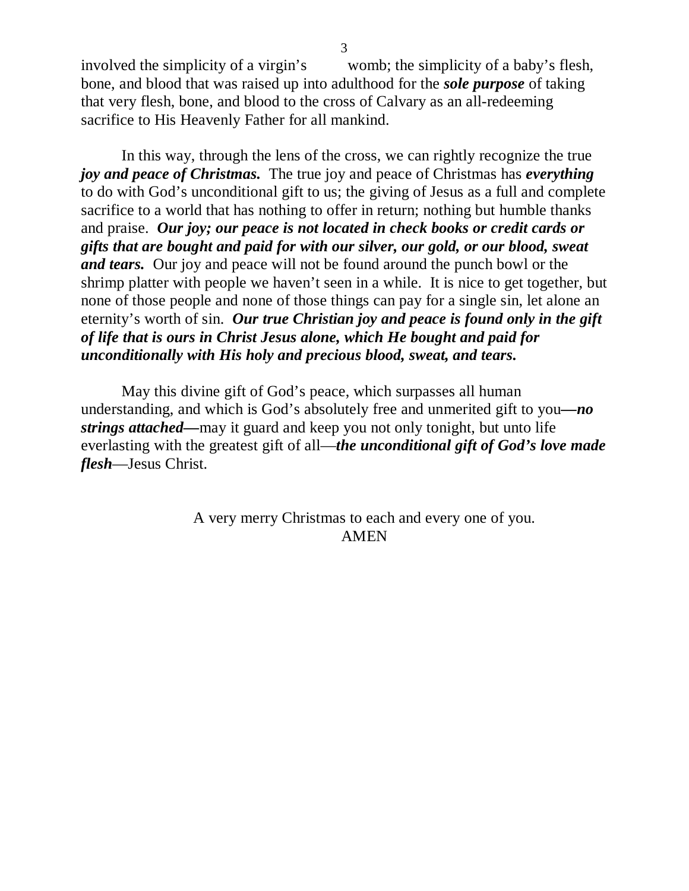involved the simplicity of a virgin's womb; the simplicity of a baby's flesh, bone, and blood that was raised up into adulthood for the ***sole purpose*** of taking that very flesh, bone, and blood to the cross of Calvary as an all-redeeming sacrifice to His Heavenly Father for all mankind.

In this way, through the lens of the cross, we can rightly recognize the true ***joy and peace of Christmas.*** The true joy and peace of Christmas has ***everything*** to do with God's unconditional gift to us; the giving of Jesus as a full and complete sacrifice to a world that has nothing to offer in return; nothing but humble thanks and praise. ***Our joy; our peace is not located in check books or credit cards or gifts that are bought and paid for with our silver, our gold, or our blood, sweat and tears.*** Our joy and peace will not be found around the punch bowl or the shrimp platter with people we haven't seen in a while. It is nice to get together, but none of those people and none of those things can pay for a single sin, let alone an eternity's worth of sin. ***Our true Christian joy and peace is found only in the gift of life that is ours in Christ Jesus alone, which He bought and paid for unconditionally with His holy and precious blood, sweat, and tears.***

May this divine gift of God's peace, which surpasses all human understanding, and which is God's absolutely free and unmerited gift to you**—*no strings attached*—**may it guard and keep you not only tonight, but unto life everlasting with the greatest gift of all—***the unconditional gift of God's love made flesh***—Jesus Christ.

A very merry Christmas to each and every one of you.
AMEN